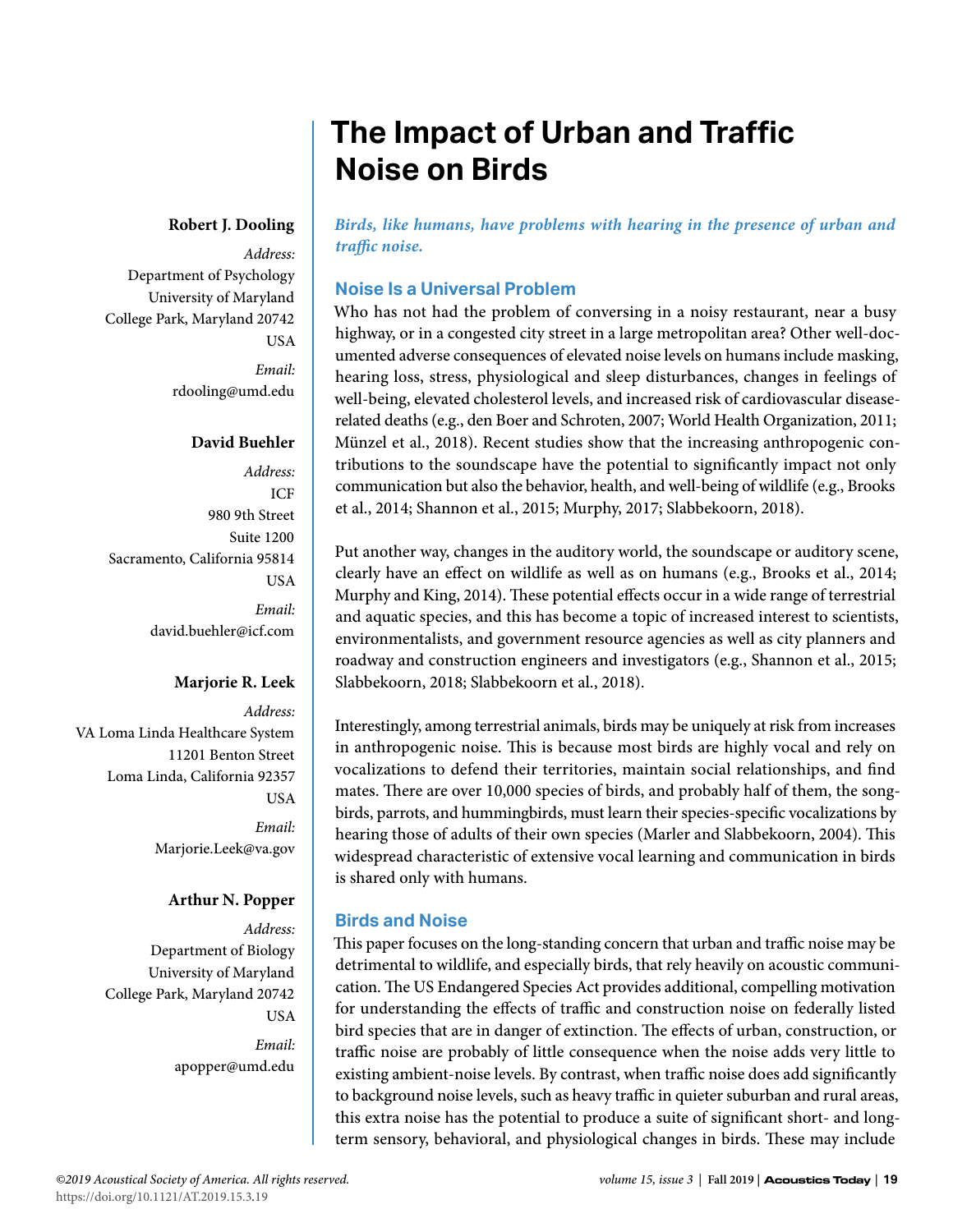# The Impact of Urban and Traffic Noise on Birds

**Robert J. Dooling**

*Address:*
Department of Psychology
University of Maryland
College Park, Maryland 20742
USA

*Email:*
rdooling@umd.edu

**David Buehler**

*Address:*
ICF
980 9th Street
Suite 1200
Sacramento, California 95814
USA

*Email:*
david.buehler@icf.com

**Marjorie R. Leek**

*Address:*
VA Loma Linda Healthcare System
11201 Benton Street
Loma Linda, California 92357
USA

*Email:*
Marjorie.Leek@va.gov

**Arthur N. Popper**

*Address:*
Department of Biology
University of Maryland
College Park, Maryland 20742
USA

*Email:*
apopper@umd.edu

***Birds, like humans, have problems with hearing in the presence of urban and traffic noise.***

## Noise Is a Universal Problem

Who has not had the problem of conversing in a noisy restaurant, near a busy highway, or in a congested city street in a large metropolitan area? Other well-documented adverse consequences of elevated noise levels on humans include masking, hearing loss, stress, physiological and sleep disturbances, changes in feelings of well-being, elevated cholesterol levels, and increased risk of cardiovascular disease-related deaths (e.g., den Boer and Schroten, 2007; World Health Organization, 2011; Münzel et al., 2018). Recent studies show that the increasing anthropogenic contributions to the soundscape have the potential to significantly impact not only communication but also the behavior, health, and well-being of wildlife (e.g., Brooks et al., 2014; Shannon et al., 2015; Murphy, 2017; Slabbekoorn, 2018).

Put another way, changes in the auditory world, the soundscape or auditory scene, clearly have an effect on wildlife as well as on humans (e.g., Brooks et al., 2014; Murphy and King, 2014). These potential effects occur in a wide range of terrestrial and aquatic species, and this has become a topic of increased interest to scientists, environmentalists, and government resource agencies as well as city planners and roadway and construction engineers and investigators (e.g., Shannon et al., 2015; Slabbekoorn, 2018; Slabbekoorn et al., 2018).

Interestingly, among terrestrial animals, birds may be uniquely at risk from increases in anthropogenic noise. This is because most birds are highly vocal and rely on vocalizations to defend their territories, maintain social relationships, and find mates. There are over 10,000 species of birds, and probably half of them, the songbirds, parrots, and hummingbirds, must learn their species-specific vocalizations by hearing those of adults of their own species (Marler and Slabbekoorn, 2004). This widespread characteristic of extensive vocal learning and communication in birds is shared only with humans.

## Birds and Noise

This paper focuses on the long-standing concern that urban and traffic noise may be detrimental to wildlife, and especially birds, that rely heavily on acoustic communication. The US Endangered Species Act provides additional, compelling motivation for understanding the effects of traffic and construction noise on federally listed bird species that are in danger of extinction. The effects of urban, construction, or traffic noise are probably of little consequence when the noise adds very little to existing ambient-noise levels. By contrast, when traffic noise does add significantly to background noise levels, such as heavy traffic in quieter suburban and rural areas, this extra noise has the potential to produce a suite of significant short- and long-term sensory, behavioral, and physiological changes in birds. These may include

©2019 Acoustical Society of America. All rights reserved.
https://doi.org/10.1121/AT.2019.15.3.19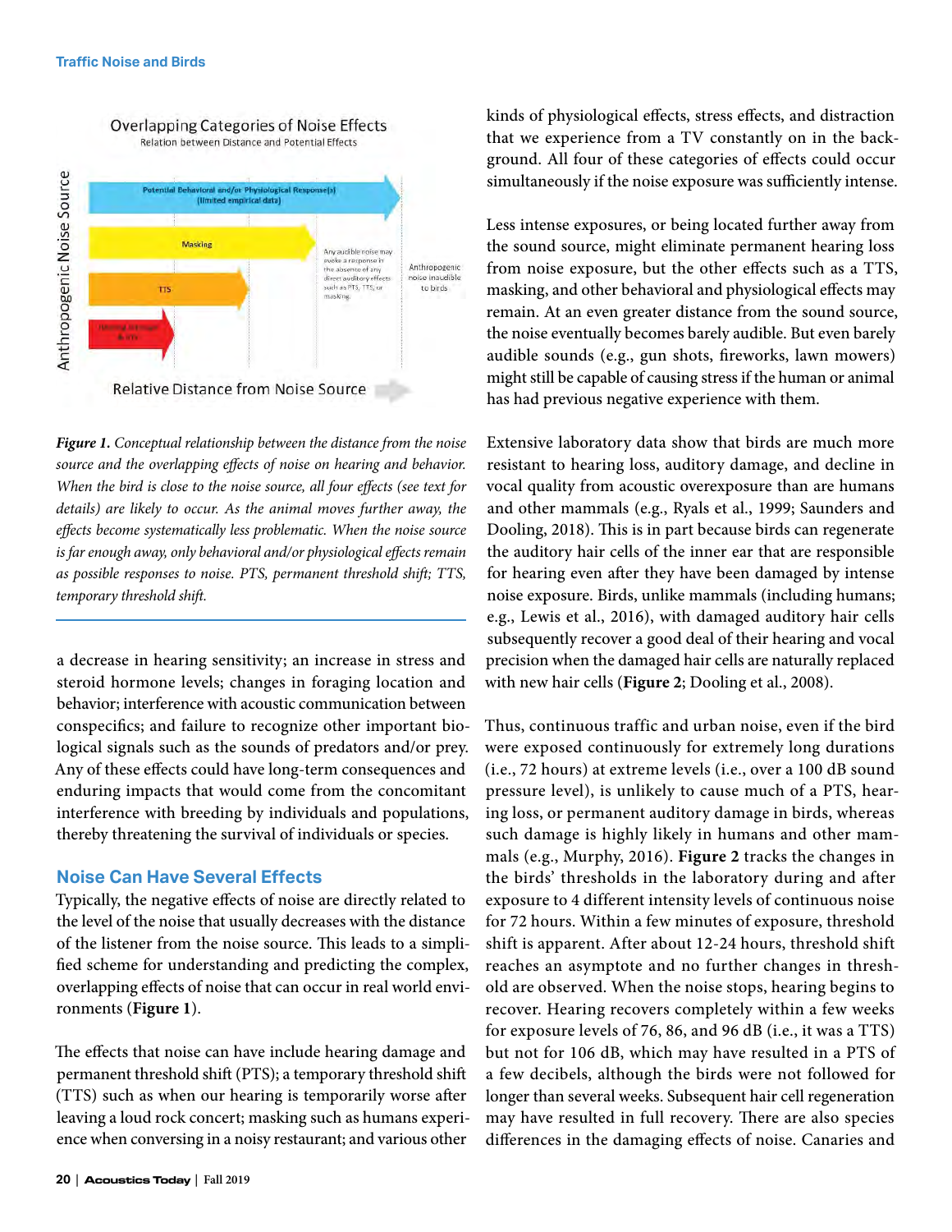Overlapping Categories of Noise Effects

Relation between Distance and Potential Effects

*Figure 1. Conceptual relationship between the distance from the noise source and the overlapping effects of noise on hearing and behavior. When the bird is close to the noise source, all four effects (see text for details) are likely to occur. As the animal moves further away, the effects become systematically less problematic. When the noise source is far enough away, only behavioral and/or physiological effects remain as possible responses to noise. PTS, permanent threshold shift; TTS, temporary threshold shift.*

a decrease in hearing sensitivity; an increase in stress and steroid hormone levels; changes in foraging location and behavior; interference with acoustic communication between conspecifics; and failure to recognize other important biological signals such as the sounds of predators and/or prey. Any of these effects could have long-term consequences and enduring impacts that would come from the concomitant interference with breeding by individuals and populations, thereby threatening the survival of individuals or species.

## Noise Can Have Several Effects

Typically, the negative effects of noise are directly related to the level of the noise that usually decreases with the distance of the listener from the noise source. This leads to a simplified scheme for understanding and predicting the complex, overlapping effects of noise that can occur in real world environments (**Figure 1**).

The effects that noise can have include hearing damage and permanent threshold shift (PTS); a temporary threshold shift (TTS) such as when our hearing is temporarily worse after leaving a loud rock concert; masking such as humans experience when conversing in a noisy restaurant; and various other kinds of physiological effects, stress effects, and distraction that we experience from a TV constantly on in the background. All four of these categories of effects could occur simultaneously if the noise exposure was sufficiently intense.

Less intense exposures, or being located further away from the sound source, might eliminate permanent hearing loss from noise exposure, but the other effects such as a TTS, masking, and other behavioral and physiological effects may remain. At an even greater distance from the sound source, the noise eventually becomes barely audible. But even barely audible sounds (e.g., gun shots, fireworks, lawn mowers) might still be capable of causing stress if the human or animal has had previous negative experience with them.

Extensive laboratory data show that birds are much more resistant to hearing loss, auditory damage, and decline in vocal quality from acoustic overexposure than are humans and other mammals (e.g., Ryals et al., 1999; Saunders and Dooling, 2018). This is in part because birds can regenerate the auditory hair cells of the inner ear that are responsible for hearing even after they have been damaged by intense noise exposure. Birds, unlike mammals (including humans; e.g., Lewis et al., 2016), with damaged auditory hair cells subsequently recover a good deal of their hearing and vocal precision when the damaged hair cells are naturally replaced with new hair cells (**Figure 2**; Dooling et al., 2008).

Thus, continuous traffic and urban noise, even if the bird were exposed continuously for extremely long durations (i.e., 72 hours) at extreme levels (i.e., over a 100 dB sound pressure level), is unlikely to cause much of a PTS, hearing loss, or permanent auditory damage in birds, whereas such damage is highly likely in humans and other mammals (e.g., Murphy, 2016). **Figure 2** tracks the changes in the birds' thresholds in the laboratory during and after exposure to 4 different intensity levels of continuous noise for 72 hours. Within a few minutes of exposure, threshold shift is apparent. After about 12-24 hours, threshold shift reaches an asymptote and no further changes in threshold are observed. When the noise stops, hearing begins to recover. Hearing recovers completely within a few weeks for exposure levels of 76, 86, and 96 dB (i.e., it was a TTS) but not for 106 dB, which may have resulted in a PTS of a few decibels, although the birds were not followed for longer than several weeks. Subsequent hair cell regeneration may have resulted in full recovery. There are also species differences in the damaging effects of noise. Canaries and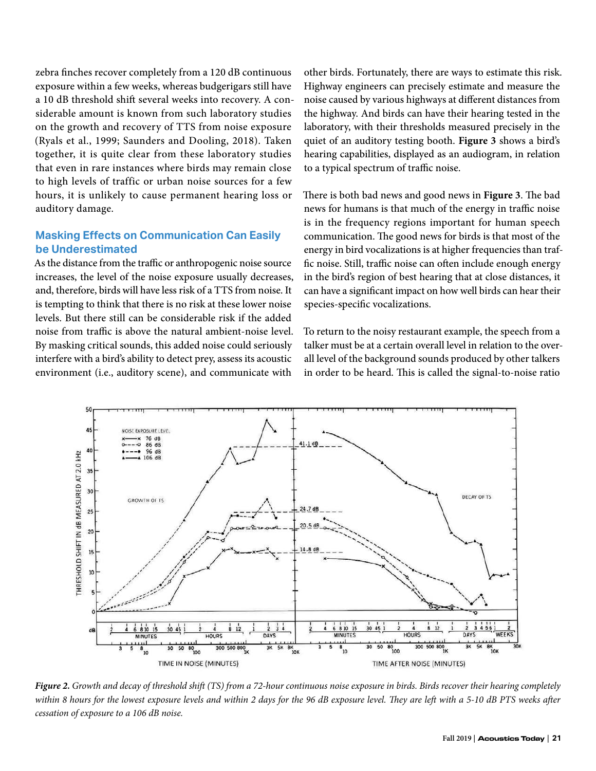zebra finches recover completely from a 120 dB continuous exposure within a few weeks, whereas budgerigars still have a 10 dB threshold shift several weeks into recovery. A considerable amount is known from such laboratory studies on the growth and recovery of TTS from noise exposure (Ryals et al., 1999; Saunders and Dooling, 2018). Taken together, it is quite clear from these laboratory studies that even in rare instances where birds may remain close to high levels of traffic or urban noise sources for a few hours, it is unlikely to cause permanent hearing loss or auditory damage.

## Masking Effects on Communication Can Easily be Underestimated

As the distance from the traffic or anthropogenic noise source increases, the level of the noise exposure usually decreases, and, therefore, birds will have less risk of a TTS from noise. It is tempting to think that there is no risk at these lower noise levels. But there still can be considerable risk if the added noise from traffic is above the natural ambient-noise level. By masking critical sounds, this added noise could seriously interfere with a bird's ability to detect prey, assess its acoustic environment (i.e., auditory scene), and communicate with other birds. Fortunately, there are ways to estimate this risk. Highway engineers can precisely estimate and measure the noise caused by various highways at different distances from the highway. And birds can have their hearing tested in the laboratory, with their thresholds measured precisely in the quiet of an auditory testing booth. **Figure 3** shows a bird's hearing capabilities, displayed as an audiogram, in relation to a typical spectrum of traffic noise.

There is both bad news and good news in **Figure 3**. The bad news for humans is that much of the energy in traffic noise is in the frequency regions important for human speech communication. The good news for birds is that most of the energy in bird vocalizations is at higher frequencies than traffic noise. Still, traffic noise can often include enough energy in the bird's region of best hearing that at close distances, it can have a significant impact on how well birds can hear their species-specific vocalizations.

To return to the noisy restaurant example, the speech from a talker must be at a certain overall level in relation to the overall level of the background sounds produced by other talkers in order to be heard. This is called the signal-to-noise ratio

*Figure 2. Growth and decay of threshold shift (TS) from a 72-hour continuous noise exposure in birds. Birds recover their hearing completely within 8 hours for the lowest exposure levels and within 2 days for the 96 dB exposure level. They are left with a 5-10 dB PTS weeks after cessation of exposure to a 106 dB noise.*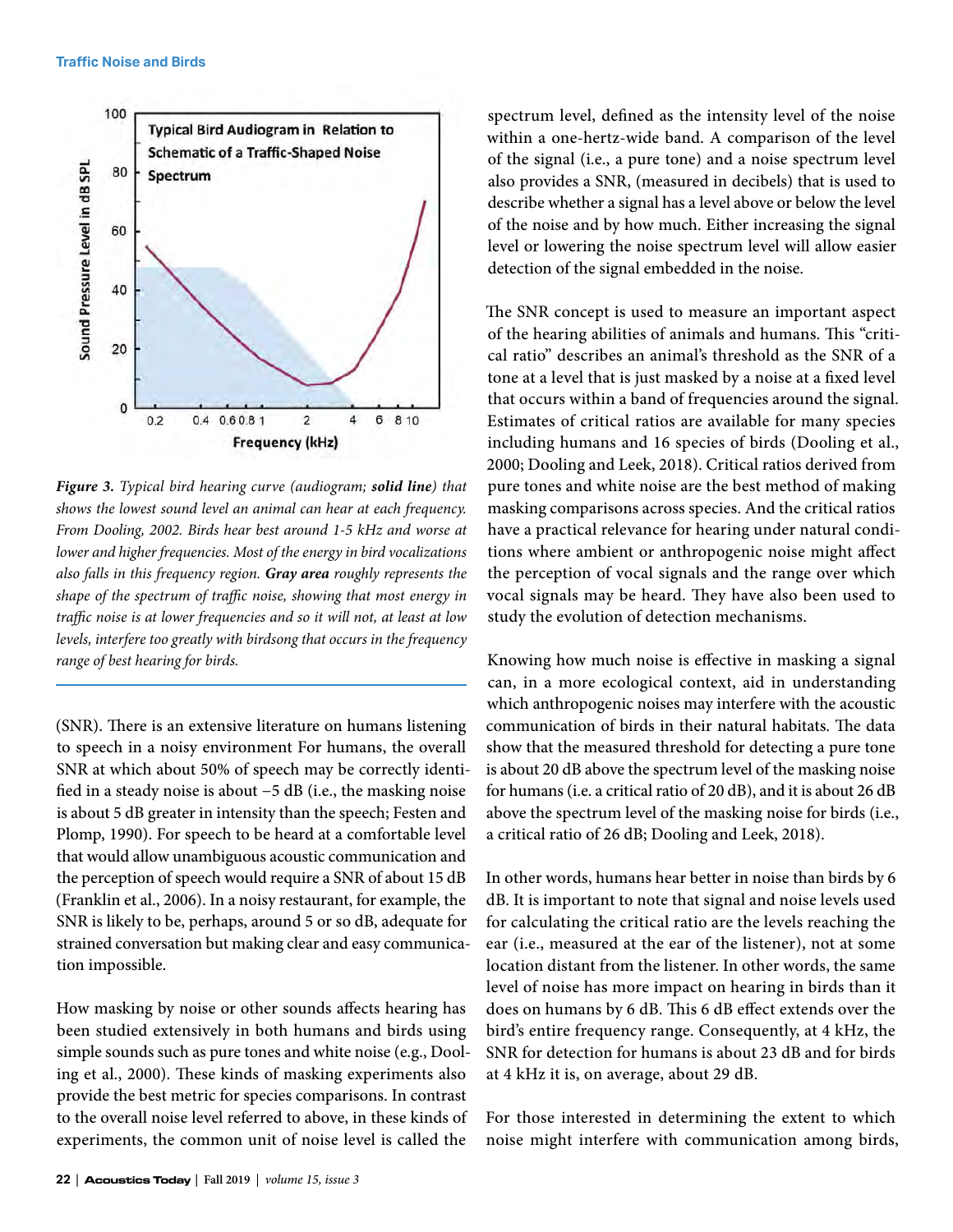*Figure 3. Typical bird hearing curve (audiogram; **solid line**) that shows the lowest sound level an animal can hear at each frequency. From Dooling, 2002. Birds hear best around 1-5 kHz and worse at lower and higher frequencies. Most of the energy in bird vocalizations also falls in this frequency region. **Gray area** roughly represents the shape of the spectrum of traffic noise, showing that most energy in traffic noise is at lower frequencies and so it will not, at least at low levels, interfere too greatly with birdsong that occurs in the frequency range of best hearing for birds.*

(SNR). There is an extensive literature on humans listening to speech in a noisy environment For humans, the overall SNR at which about 50% of speech may be correctly identified in a steady noise is about −5 dB (i.e., the masking noise is about 5 dB greater in intensity than the speech; Festen and Plomp, 1990). For speech to be heard at a comfortable level that would allow unambiguous acoustic communication and the perception of speech would require a SNR of about 15 dB (Franklin et al., 2006). In a noisy restaurant, for example, the SNR is likely to be, perhaps, around 5 or so dB, adequate for strained conversation but making clear and easy communication impossible.

How masking by noise or other sounds affects hearing has been studied extensively in both humans and birds using simple sounds such as pure tones and white noise (e.g., Dooling et al., 2000). These kinds of masking experiments also provide the best metric for species comparisons. In contrast to the overall noise level referred to above, in these kinds of experiments, the common unit of noise level is called the spectrum level, defined as the intensity level of the noise within a one-hertz-wide band. A comparison of the level of the signal (i.e., a pure tone) and a noise spectrum level also provides a SNR, (measured in decibels) that is used to describe whether a signal has a level above or below the level of the noise and by how much. Either increasing the signal level or lowering the noise spectrum level will allow easier detection of the signal embedded in the noise.

The SNR concept is used to measure an important aspect of the hearing abilities of animals and humans. This "critical ratio" describes an animal's threshold as the SNR of a tone at a level that is just masked by a noise at a fixed level that occurs within a band of frequencies around the signal. Estimates of critical ratios are available for many species including humans and 16 species of birds (Dooling et al., 2000; Dooling and Leek, 2018). Critical ratios derived from pure tones and white noise are the best method of making masking comparisons across species. And the critical ratios have a practical relevance for hearing under natural conditions where ambient or anthropogenic noise might affect the perception of vocal signals and the range over which vocal signals may be heard. They have also been used to study the evolution of detection mechanisms.

Knowing how much noise is effective in masking a signal can, in a more ecological context, aid in understanding which anthropogenic noises may interfere with the acoustic communication of birds in their natural habitats. The data show that the measured threshold for detecting a pure tone is about 20 dB above the spectrum level of the masking noise for humans (i.e. a critical ratio of 20 dB), and it is about 26 dB above the spectrum level of the masking noise for birds (i.e., a critical ratio of 26 dB; Dooling and Leek, 2018).

In other words, humans hear better in noise than birds by 6 dB. It is important to note that signal and noise levels used for calculating the critical ratio are the levels reaching the ear (i.e., measured at the ear of the listener), not at some location distant from the listener. In other words, the same level of noise has more impact on hearing in birds than it does on humans by 6 dB. This 6 dB effect extends over the bird's entire frequency range. Consequently, at 4 kHz, the SNR for detection for humans is about 23 dB and for birds at 4 kHz it is, on average, about 29 dB.

For those interested in determining the extent to which noise might interfere with communication among birds,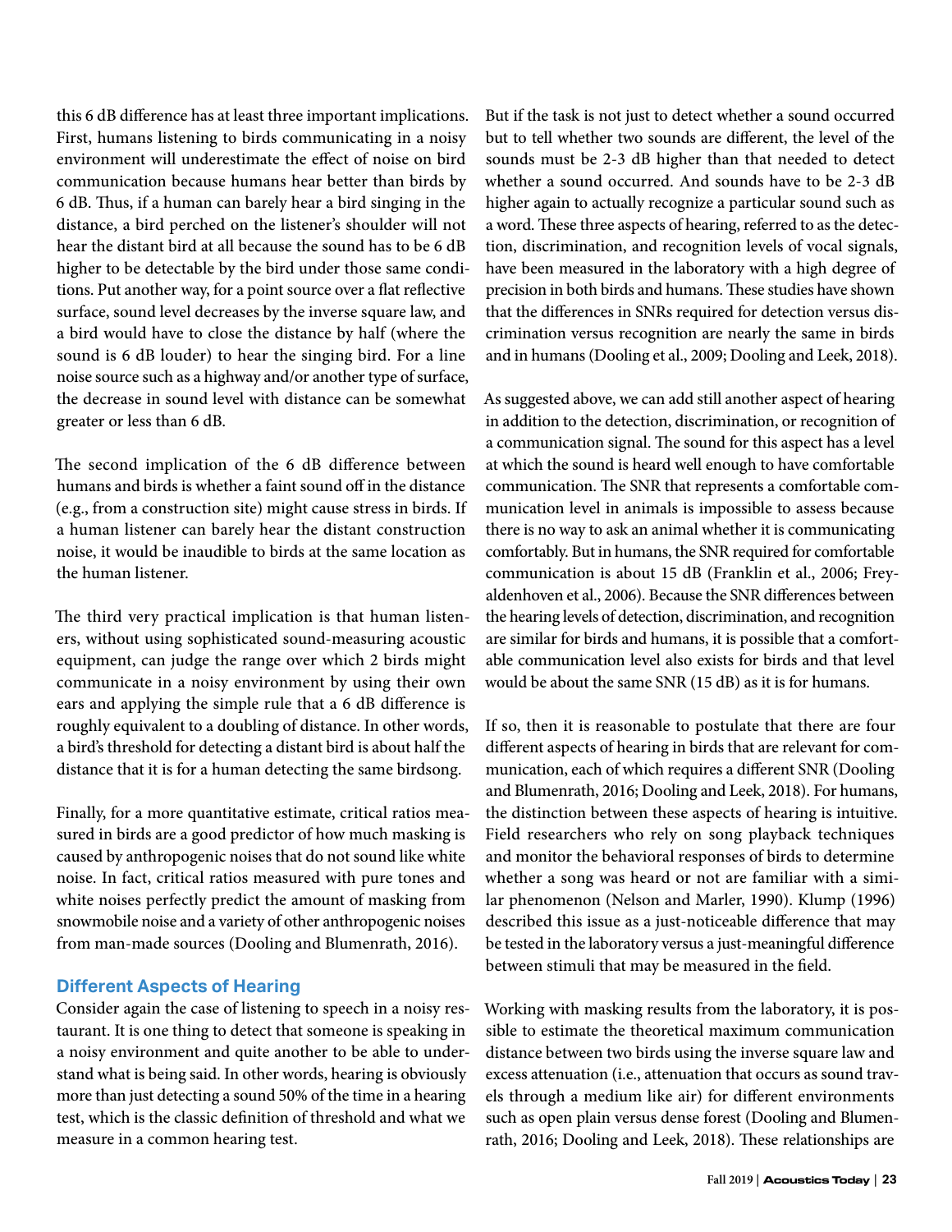this 6 dB difference has at least three important implications. First, humans listening to birds communicating in a noisy environment will underestimate the effect of noise on bird communication because humans hear better than birds by 6 dB. Thus, if a human can barely hear a bird singing in the distance, a bird perched on the listener's shoulder will not hear the distant bird at all because the sound has to be 6 dB higher to be detectable by the bird under those same conditions. Put another way, for a point source over a flat reflective surface, sound level decreases by the inverse square law, and a bird would have to close the distance by half (where the sound is 6 dB louder) to hear the singing bird. For a line noise source such as a highway and/or another type of surface, the decrease in sound level with distance can be somewhat greater or less than 6 dB.

The second implication of the 6 dB difference between humans and birds is whether a faint sound off in the distance (e.g., from a construction site) might cause stress in birds. If a human listener can barely hear the distant construction noise, it would be inaudible to birds at the same location as the human listener.

The third very practical implication is that human listeners, without using sophisticated sound-measuring acoustic equipment, can judge the range over which 2 birds might communicate in a noisy environment by using their own ears and applying the simple rule that a 6 dB difference is roughly equivalent to a doubling of distance. In other words, a bird's threshold for detecting a distant bird is about half the distance that it is for a human detecting the same birdsong.

Finally, for a more quantitative estimate, critical ratios measured in birds are a good predictor of how much masking is caused by anthropogenic noises that do not sound like white noise. In fact, critical ratios measured with pure tones and white noises perfectly predict the amount of masking from snowmobile noise and a variety of other anthropogenic noises from man-made sources (Dooling and Blumenrath, 2016).

## Different Aspects of Hearing

Consider again the case of listening to speech in a noisy restaurant. It is one thing to detect that someone is speaking in a noisy environment and quite another to be able to understand what is being said. In other words, hearing is obviously more than just detecting a sound 50% of the time in a hearing test, which is the classic definition of threshold and what we measure in a common hearing test.

But if the task is not just to detect whether a sound occurred but to tell whether two sounds are different, the level of the sounds must be 2-3 dB higher than that needed to detect whether a sound occurred. And sounds have to be 2-3 dB higher again to actually recognize a particular sound such as a word. These three aspects of hearing, referred to as the detection, discrimination, and recognition levels of vocal signals, have been measured in the laboratory with a high degree of precision in both birds and humans. These studies have shown that the differences in SNRs required for detection versus discrimination versus recognition are nearly the same in birds and in humans (Dooling et al., 2009; Dooling and Leek, 2018).

As suggested above, we can add still another aspect of hearing in addition to the detection, discrimination, or recognition of a communication signal. The sound for this aspect has a level at which the sound is heard well enough to have comfortable communication. The SNR that represents a comfortable communication level in animals is impossible to assess because there is no way to ask an animal whether it is communicating comfortably. But in humans, the SNR required for comfortable communication is about 15 dB (Franklin et al., 2006; Freyaldenhoven et al., 2006). Because the SNR differences between the hearing levels of detection, discrimination, and recognition are similar for birds and humans, it is possible that a comfortable communication level also exists for birds and that level would be about the same SNR (15 dB) as it is for humans.

If so, then it is reasonable to postulate that there are four different aspects of hearing in birds that are relevant for communication, each of which requires a different SNR (Dooling and Blumenrath, 2016; Dooling and Leek, 2018). For humans, the distinction between these aspects of hearing is intuitive. Field researchers who rely on song playback techniques and monitor the behavioral responses of birds to determine whether a song was heard or not are familiar with a similar phenomenon (Nelson and Marler, 1990). Klump (1996) described this issue as a just-noticeable difference that may be tested in the laboratory versus a just-meaningful difference between stimuli that may be measured in the field.

Working with masking results from the laboratory, it is possible to estimate the theoretical maximum communication distance between two birds using the inverse square law and excess attenuation (i.e., attenuation that occurs as sound travels through a medium like air) for different environments such as open plain versus dense forest (Dooling and Blumenrath, 2016; Dooling and Leek, 2018). These relationships are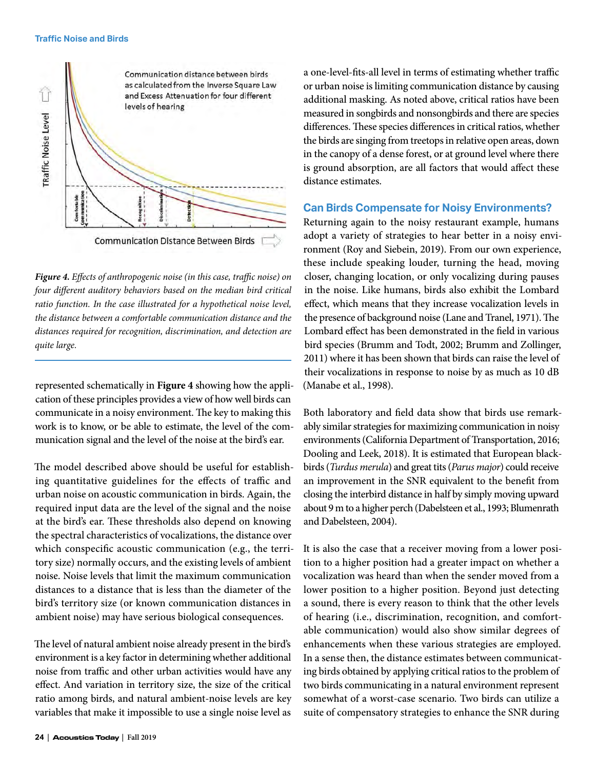*Figure 4. Effects of anthropogenic noise (in this case, traffic noise) on four different auditory behaviors based on the median bird critical ratio function. In the case illustrated for a hypothetical noise level, the distance between a comfortable communication distance and the distances required for recognition, discrimination, and detection are quite large.*

represented schematically in **Figure 4** showing how the application of these principles provides a view of how well birds can communicate in a noisy environment. The key to making this work is to know, or be able to estimate, the level of the communication signal and the level of the noise at the bird's ear.

The model described above should be useful for establishing quantitative guidelines for the effects of traffic and urban noise on acoustic communication in birds. Again, the required input data are the level of the signal and the noise at the bird's ear. These thresholds also depend on knowing the spectral characteristics of vocalizations, the distance over which conspecific acoustic communication (e.g., the territory size) normally occurs, and the existing levels of ambient noise. Noise levels that limit the maximum communication distances to a distance that is less than the diameter of the bird's territory size (or known communication distances in ambient noise) may have serious biological consequences.

The level of natural ambient noise already present in the bird's environment is a key factor in determining whether additional noise from traffic and other urban activities would have any effect. And variation in territory size, the size of the critical ratio among birds, and natural ambient-noise levels are key variables that make it impossible to use a single noise level as a one-level-fits-all level in terms of estimating whether traffic or urban noise is limiting communication distance by causing additional masking. As noted above, critical ratios have been measured in songbirds and nonsongbirds and there are species differences. These species differences in critical ratios, whether the birds are singing from treetops in relative open areas, down in the canopy of a dense forest, or at ground level where there is ground absorption, are all factors that would affect these distance estimates.

## Can Birds Compensate for Noisy Environments?

Returning again to the noisy restaurant example, humans adopt a variety of strategies to hear better in a noisy environment (Roy and Siebein, 2019). From our own experience, these include speaking louder, turning the head, moving closer, changing location, or only vocalizing during pauses in the noise. Like humans, birds also exhibit the Lombard effect, which means that they increase vocalization levels in the presence of background noise (Lane and Tranel, 1971). The Lombard effect has been demonstrated in the field in various bird species (Brumm and Todt, 2002; Brumm and Zollinger, 2011) where it has been shown that birds can raise the level of their vocalizations in response to noise by as much as 10 dB (Manabe et al., 1998).

Both laboratory and field data show that birds use remarkably similar strategies for maximizing communication in noisy environments (California Department of Transportation, 2016; Dooling and Leek, 2018). It is estimated that European blackbirds (*Turdus merula*) and great tits (*Parus major*) could receive an improvement in the SNR equivalent to the benefit from closing the interbird distance in half by simply moving upward about 9 m to a higher perch (Dabelsteen et al., 1993; Blumenrath and Dabelsteen, 2004).

It is also the case that a receiver moving from a lower position to a higher position had a greater impact on whether a vocalization was heard than when the sender moved from a lower position to a higher position. Beyond just detecting a sound, there is every reason to think that the other levels of hearing (i.e., discrimination, recognition, and comfortable communication) would also show similar degrees of enhancements when these various strategies are employed. In a sense then, the distance estimates between communicating birds obtained by applying critical ratios to the problem of two birds communicating in a natural environment represent somewhat of a worst-case scenario. Two birds can utilize a suite of compensatory strategies to enhance the SNR during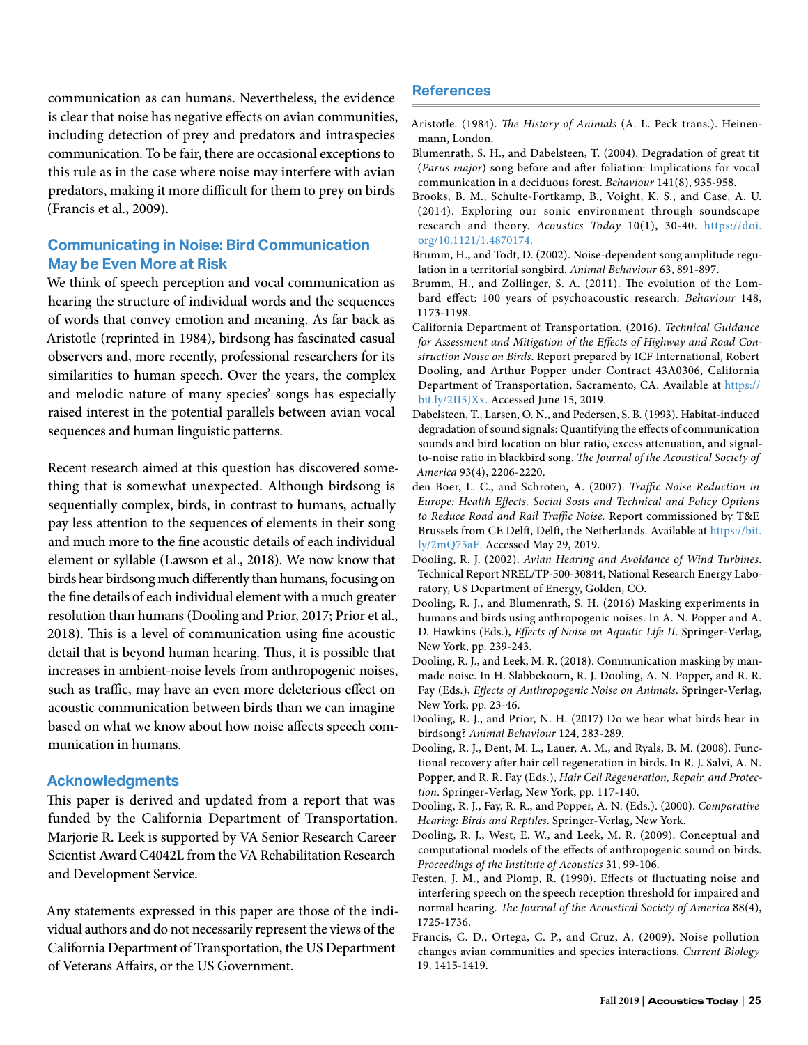communication as can humans. Nevertheless, the evidence is clear that noise has negative effects on avian communities, including detection of prey and predators and intraspecies communication. To be fair, there are occasional exceptions to this rule as in the case where noise may interfere with avian predators, making it more difficult for them to prey on birds (Francis et al., 2009).

## Communicating in Noise: Bird Communication May be Even More at Risk

We think of speech perception and vocal communication as hearing the structure of individual words and the sequences of words that convey emotion and meaning. As far back as Aristotle (reprinted in 1984), birdsong has fascinated casual observers and, more recently, professional researchers for its similarities to human speech. Over the years, the complex and melodic nature of many species' songs has especially raised interest in the potential parallels between avian vocal sequences and human linguistic patterns.

Recent research aimed at this question has discovered something that is somewhat unexpected. Although birdsong is sequentially complex, birds, in contrast to humans, actually pay less attention to the sequences of elements in their song and much more to the fine acoustic details of each individual element or syllable (Lawson et al., 2018). We now know that birds hear birdsong much differently than humans, focusing on the fine details of each individual element with a much greater resolution than humans (Dooling and Prior, 2017; Prior et al., 2018). This is a level of communication using fine acoustic detail that is beyond human hearing. Thus, it is possible that increases in ambient-noise levels from anthropogenic noises, such as traffic, may have an even more deleterious effect on acoustic communication between birds than we can imagine based on what we know about how noise affects speech communication in humans.

## Acknowledgments

This paper is derived and updated from a report that was funded by the California Department of Transportation. Marjorie R. Leek is supported by VA Senior Research Career Scientist Award C4042L from the VA Rehabilitation Research and Development Service.

Any statements expressed in this paper are those of the individual authors and do not necessarily represent the views of the California Department of Transportation, the US Department of Veterans Affairs, or the US Government.

## References

Aristotle. (1984). *The History of Animals* (A. L. Peck trans.). Heinemann, London.

Blumenrath, S. H., and Dabelsteen, T. (2004). Degradation of great tit (*Parus major*) song before and after foliation: Implications for vocal communication in a deciduous forest. *Behaviour* 141(8), 935-958.

Brooks, B. M., Schulte-Fortkamp, B., Voight, K. S., and Case, A. U. (2014). Exploring our sonic environment through soundscape research and theory. *Acoustics Today* 10(1), 30-40. https://doi.org/10.1121/1.4870174.

Brumm, H., and Todt, D. (2002). Noise-dependent song amplitude regulation in a territorial songbird. *Animal Behaviour* 63, 891-897.

Brumm, H., and Zollinger, S. A. (2011). The evolution of the Lombard effect: 100 years of psychoacoustic research. *Behaviour* 148, 1173-1198.

California Department of Transportation. (2016). *Technical Guidance for Assessment and Mitigation of the Effects of Highway and Road Construction Noise on Birds*. Report prepared by ICF International, Robert Dooling, and Arthur Popper under Contract 43A0306, California Department of Transportation, Sacramento, CA. Available at https://bit.ly/2II5JXx. Accessed June 15, 2019.

Dabelsteen, T., Larsen, O. N., and Pedersen, S. B. (1993). Habitat-induced degradation of sound signals: Quantifying the effects of communication sounds and bird location on blur ratio, excess attenuation, and signal-to-noise ratio in blackbird song. *The Journal of the Acoustical Society of America* 93(4), 2206-2220.

den Boer, L. C., and Schroten, A. (2007). *Traffic Noise Reduction in Europe: Health Effects, Social Sosts and Technical and Policy Options to Reduce Road and Rail Traffic Noise.* Report commissioned by T&E Brussels from CE Delft, Delft, the Netherlands. Available at https://bit.ly/2mQ75aE. Accessed May 29, 2019.

Dooling, R. J. (2002). *Avian Hearing and Avoidance of Wind Turbines*. Technical Report NREL/TP-500-30844, National Research Energy Laboratory, US Department of Energy, Golden, CO.

Dooling, R. J., and Blumenrath, S. H. (2016) Masking experiments in humans and birds using anthropogenic noises. In A. N. Popper and A. D. Hawkins (Eds.), *Effects of Noise on Aquatic Life II*. Springer-Verlag, New York, pp. 239-243.

Dooling, R. J., and Leek, M. R. (2018). Communication masking by man-made noise. In H. Slabbekoorn, R. J. Dooling, A. N. Popper, and R. R. Fay (Eds.), *Effects of Anthropogenic Noise on Animals*. Springer-Verlag, New York, pp. 23-46.

Dooling, R. J., and Prior, N. H. (2017) Do we hear what birds hear in birdsong? *Animal Behaviour* 124, 283-289.

Dooling, R. J., Dent, M. L., Lauer, A. M., and Ryals, B. M. (2008). Functional recovery after hair cell regeneration in birds. In R. J. Salvi, A. N. Popper, and R. R. Fay (Eds.), *Hair Cell Regeneration, Repair, and Protection*. Springer-Verlag, New York, pp. 117-140.

Dooling, R. J., Fay, R. R., and Popper, A. N. (Eds.). (2000). *Comparative Hearing: Birds and Reptiles*. Springer-Verlag, New York.

Dooling, R. J., West, E. W., and Leek, M. R. (2009). Conceptual and computational models of the effects of anthropogenic sound on birds. *Proceedings of the Institute of Acoustics* 31, 99-106.

Festen, J. M., and Plomp, R. (1990). Effects of fluctuating noise and interfering speech on the speech reception threshold for impaired and normal hearing. *The Journal of the Acoustical Society of America* 88(4), 1725-1736.

Francis, C. D., Ortega, C. P., and Cruz, A. (2009). Noise pollution changes avian communities and species interactions. *Current Biology* 19, 1415-1419.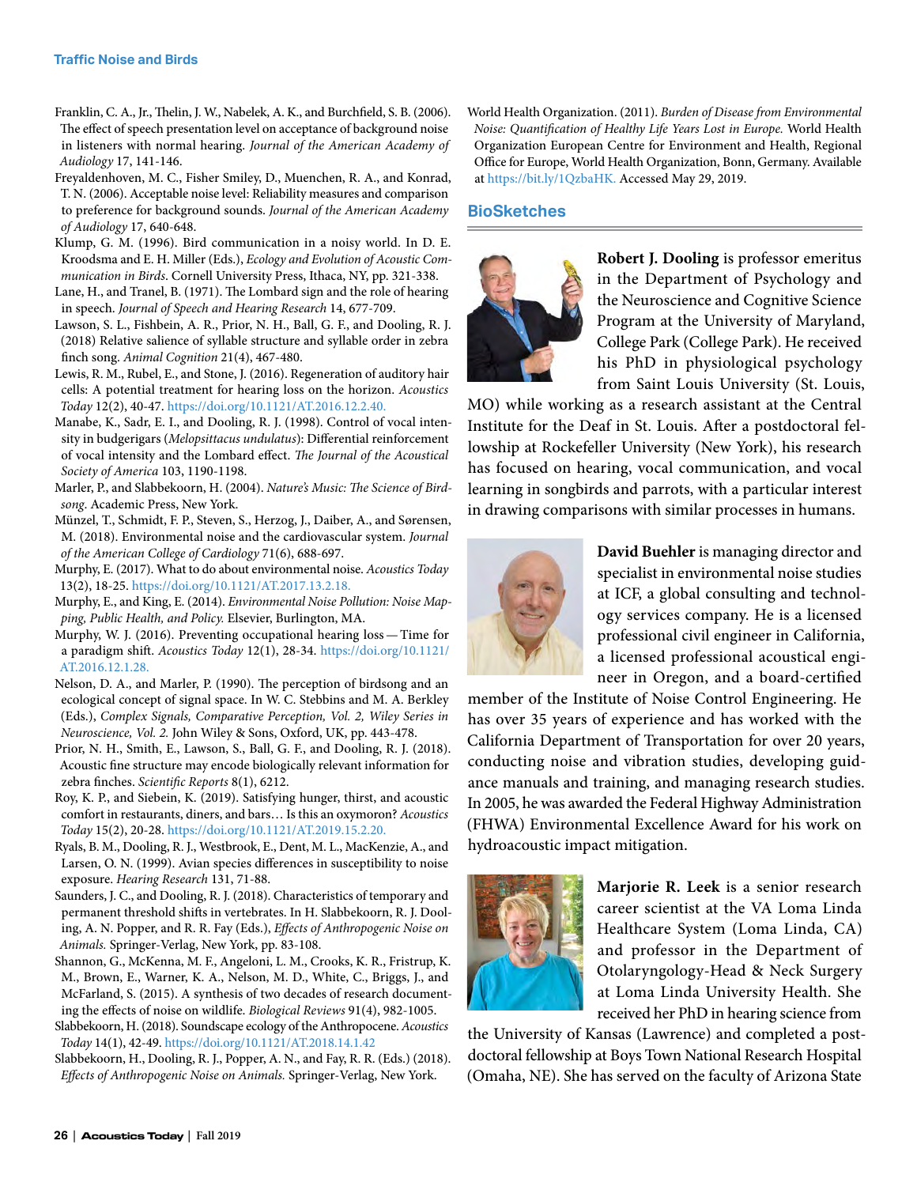Franklin, C. A., Jr., Thelin, J. W., Nabelek, A. K., and Burchfield, S. B. (2006). The effect of speech presentation level on acceptance of background noise in listeners with normal hearing. *Journal of the American Academy of Audiology* 17, 141-146.

Freyaldenhoven, M. C., Fisher Smiley, D., Muenchen, R. A., and Konrad, T. N. (2006). Acceptable noise level: Reliability measures and comparison to preference for background sounds. *Journal of the American Academy of Audiology* 17, 640-648.

Klump, G. M. (1996). Bird communication in a noisy world. In D. E. Kroodsma and E. H. Miller (Eds.), *Ecology and Evolution of Acoustic Communication in Birds*. Cornell University Press, Ithaca, NY, pp. 321-338.

Lane, H., and Tranel, B. (1971). The Lombard sign and the role of hearing in speech. *Journal of Speech and Hearing Research* 14, 677-709.

Lawson, S. L., Fishbein, A. R., Prior, N. H., Ball, G. F., and Dooling, R. J. (2018) Relative salience of syllable structure and syllable order in zebra finch song. *Animal Cognition* 21(4), 467-480.

Lewis, R. M., Rubel, E., and Stone, J. (2016). Regeneration of auditory hair cells: A potential treatment for hearing loss on the horizon. *Acoustics Today* 12(2), 40-47. https://doi.org/10.1121/AT.2016.12.2.40.

Manabe, K., Sadr, E. I., and Dooling, R. J. (1998). Control of vocal intensity in budgerigars (*Melopsittacus undulatus*): Differential reinforcement of vocal intensity and the Lombard effect. *The Journal of the Acoustical Society of America* 103, 1190-1198.

Marler, P., and Slabbekoorn, H. (2004). *Nature's Music: The Science of Birdsong*. Academic Press, New York.

Münzel, T., Schmidt, F. P., Steven, S., Herzog, J., Daiber, A., and Sørensen, M. (2018). Environmental noise and the cardiovascular system. *Journal of the American College of Cardiology* 71(6), 688-697.

Murphy, E. (2017). What to do about environmental noise. *Acoustics Today* 13(2), 18-25. https://doi.org/10.1121/AT.2017.13.2.18.

Murphy, E., and King, E. (2014). *Environmental Noise Pollution: Noise Mapping, Public Health, and Policy.* Elsevier, Burlington, MA.

Murphy, W. J. (2016). Preventing occupational hearing loss—Time for a paradigm shift. *Acoustics Today* 12(1), 28-34. https://doi.org/10.1121/AT.2016.12.1.28.

Nelson, D. A., and Marler, P. (1990). The perception of birdsong and an ecological concept of signal space. In W. C. Stebbins and M. A. Berkley (Eds.), *Complex Signals, Comparative Perception, Vol. 2, Wiley Series in Neuroscience, Vol. 2.* John Wiley & Sons, Oxford, UK, pp. 443-478.

Prior, N. H., Smith, E., Lawson, S., Ball, G. F., and Dooling, R. J. (2018). Acoustic fine structure may encode biologically relevant information for zebra finches. *Scientific Reports* 8(1), 6212.

Roy, K. P., and Siebein, K. (2019). Satisfying hunger, thirst, and acoustic comfort in restaurants, diners, and bars… Is this an oxymoron? *Acoustics Today* 15(2), 20-28. https://doi.org/10.1121/AT.2019.15.2.20.

Ryals, B. M., Dooling, R. J., Westbrook, E., Dent, M. L., MacKenzie, A., and Larsen, O. N. (1999). Avian species differences in susceptibility to noise exposure. *Hearing Research* 131, 71-88.

Saunders, J. C., and Dooling, R. J. (2018). Characteristics of temporary and permanent threshold shifts in vertebrates. In H. Slabbekoorn, R. J. Dooling, A. N. Popper, and R. R. Fay (Eds.), *Effects of Anthropogenic Noise on Animals.* Springer-Verlag, New York, pp. 83-108.

Shannon, G., McKenna, M. F., Angeloni, L. M., Crooks, K. R., Fristrup, K. M., Brown, E., Warner, K. A., Nelson, M. D., White, C., Briggs, J., and McFarland, S. (2015). A synthesis of two decades of research documenting the effects of noise on wildlife. *Biological Reviews* 91(4), 982-1005.

Slabbekoorn, H. (2018). Soundscape ecology of the Anthropocene. *Acoustics Today* 14(1), 42-49. https://doi.org/10.1121/AT.2018.14.1.42

Slabbekoorn, H., Dooling, R. J., Popper, A. N., and Fay, R. R. (Eds.) (2018). *Effects of Anthropogenic Noise on Animals.* Springer-Verlag, New York.

World Health Organization. (2011). *Burden of Disease from Environmental Noise: Quantification of Healthy Life Years Lost in Europe.* World Health Organization European Centre for Environment and Health, Regional Office for Europe, World Health Organization, Bonn, Germany. Available at https://bit.ly/1QzbaHK. Accessed May 29, 2019.

## BioSketches

**Robert J. Dooling** is professor emeritus in the Department of Psychology and the Neuroscience and Cognitive Science Program at the University of Maryland, College Park (College Park). He received his PhD in physiological psychology from Saint Louis University (St. Louis, MO) while working as a research assistant at the Central Institute for the Deaf in St. Louis. After a postdoctoral fellowship at Rockefeller University (New York), his research has focused on hearing, vocal communication, and vocal learning in songbirds and parrots, with a particular interest in drawing comparisons with similar processes in humans.

**David Buehler** is managing director and specialist in environmental noise studies at ICF, a global consulting and technology services company. He is a licensed professional civil engineer in California, a licensed professional acoustical engineer in Oregon, and a board-certified member of the Institute of Noise Control Engineering. He has over 35 years of experience and has worked with the California Department of Transportation for over 20 years, conducting noise and vibration studies, developing guidance manuals and training, and managing research studies. In 2005, he was awarded the Federal Highway Administration (FHWA) Environmental Excellence Award for his work on hydroacoustic impact mitigation.

**Marjorie R. Leek** is a senior research career scientist at the VA Loma Linda Healthcare System (Loma Linda, CA) and professor in the Department of Otolaryngology-Head & Neck Surgery at Loma Linda University Health. She received her PhD in hearing science from the University of Kansas (Lawrence) and completed a postdoctoral fellowship at Boys Town National Research Hospital (Omaha, NE). She has served on the faculty of Arizona State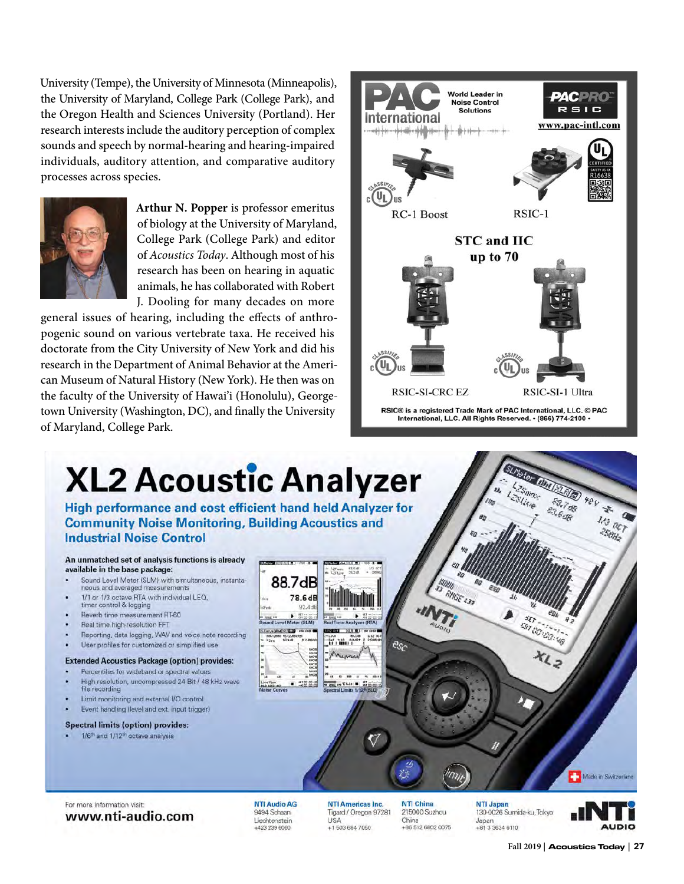University (Tempe), the University of Minnesota (Minneapolis), the University of Maryland, College Park (College Park), and the Oregon Health and Sciences University (Portland). Her research interests include the auditory perception of complex sounds and speech by normal-hearing and hearing-impaired individuals, auditory attention, and comparative auditory processes across species.

**Arthur N. Popper** is professor emeritus of biology at the University of Maryland, College Park (College Park) and editor of *Acoustics Today*. Although most of his research has been on hearing in aquatic animals, he has collaborated with Robert J. Dooling for many decades on more general issues of hearing, including the effects of anthropogenic sound on various vertebrate taxa. He received his doctorate from the City University of New York and did his research in the Department of Animal Behavior at the American Museum of Natural History (New York). He then was on the faculty of the University of Hawai'i (Honolulu), Georgetown University (Washington, DC), and finally the University of Maryland, College Park.

PAC International — World Leader in Noise Control Solutions

PACPRO RSIC

www.pac-intl.com

RC-1 Boost

RSIC-1

STC and IIC up to 70

RSIC-SI-CRC EZ

RSIC-SI-1 Ultra

RSIC® is a registered Trade Mark of PAC International, LLC. © PAC International, LLC. All Rights Reserved. • (866) 774-2100 •

# XL2 Acoustic Analyzer

**High performance and cost efficient hand held Analyzer for Community Noise Monitoring, Building Acoustics and Industrial Noise Control**

**An unmatched set of analysis functions is already available in the base package:**

- Sound Level Meter (SLM) with simultaneous, instantaneous and averaged measurements
- 1/1 or 1/3 octave RTA with individual LEQ, timer control & logging
- Reverb time measurement RT-60
- Real time high-resolution FFT
- Reporting, data logging, WAV and voice note recording
- User profiles for customized or simplified use

**Extended Acoustics Package (option) provides:**

- Percentiles for wideband or spectral values
- High resolution, uncompressed 24 Bit / 48 kHz wave file recording
- Limit monitoring and external I/O control
- Event handling (level and ext. input trigger)

**Spectral limits (option) provides:**

- 1/6th and 1/12th octave analysis

Made in Switzerland

For more information visit:
**www.nti-audio.com**

**NTI Audio AG**
9494 Schaan
Liechtenstein
+423 239 6060

**NTI Americas Inc.**
Tigard / Oregon 97281
USA
+1 503 684 7050

**NTI China**
215000 Suzhou
China
+86 512 6802 0075

**NTI Japan**
130-0026 Sumida-ku, Tokyo
Japan
+81 3 3634 6110